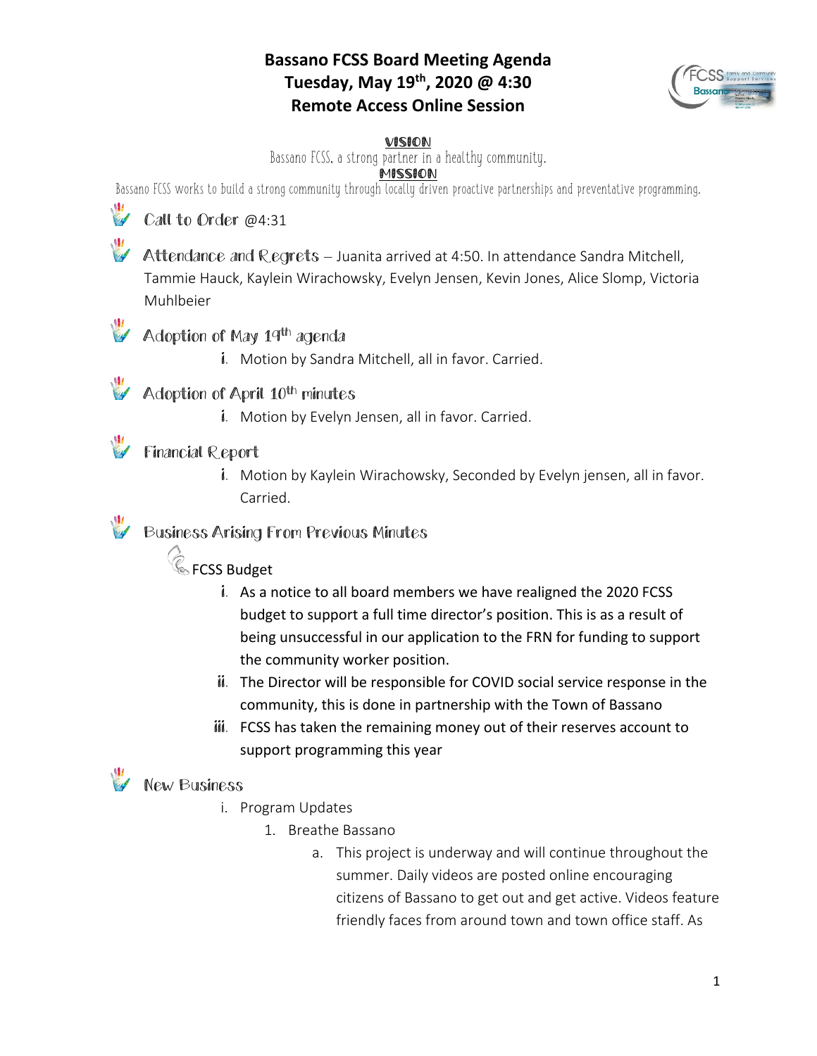# Bassano FCSS Board Meeting Agenda
# Tuesday, May 19th, 2020 @ 4:30
# Remote Access Online Session

**VISION**

Bassano FCSS, a strong partner in a healthy community.

**MISSION**

Bassano FCSS works to build a strong community through locally driven proactive partnerships and preventative programming.

- **Call to Order** @4:31
- **Attendance and Regrets** – Juanita arrived at 4:50. In attendance Sandra Mitchell, Tammie Hauck, Kaylein Wirachowsky, Evelyn Jensen, Kevin Jones, Alice Slomp, Victoria Muhlbeier
- **Adoption of May 19th agenda**
  - i. Motion by Sandra Mitchell, all in favor. Carried.
- **Adoption of April 10th minutes**
  - i. Motion by Evelyn Jensen, all in favor. Carried.
- **Financial Report**
  - i. Motion by Kaylein Wirachowsky, Seconded by Evelyn jensen, all in favor. Carried.
- **Business Arising From Previous Minutes**
  - FCSS Budget
    - i. As a notice to all board members we have realigned the 2020 FCSS budget to support a full time director's position. This is as a result of being unsuccessful in our application to the FRN for funding to support the community worker position.
    - ii. The Director will be responsible for COVID social service response in the community, this is done in partnership with the Town of Bassano
    - iii. FCSS has taken the remaining money out of their reserves account to support programming this year
- **New Business**
  - i. Program Updates
    1. Breathe Bassano
       a. This project is underway and will continue throughout the summer. Daily videos are posted online encouraging citizens of Bassano to get out and get active. Videos feature friendly faces from around town and town office staff. As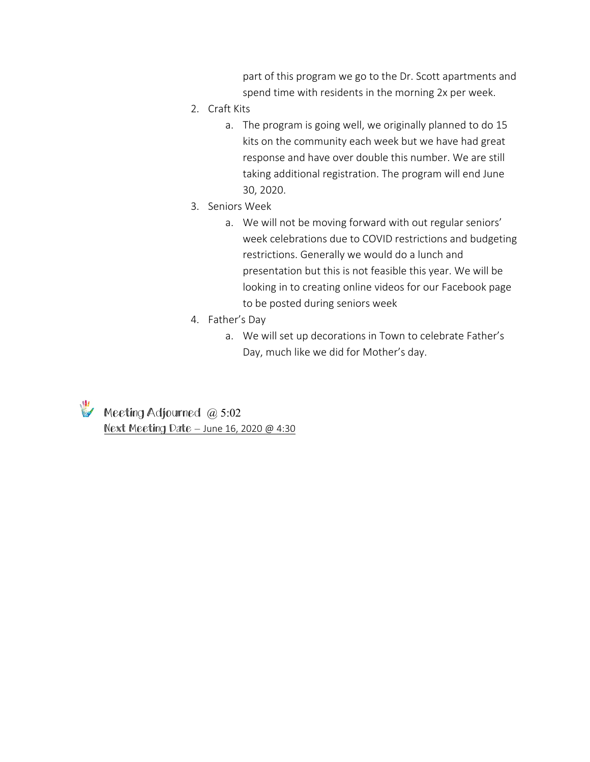part of this program we go to the Dr. Scott apartments and spend time with residents in the morning 2x per week.

2. Craft Kits
   a. The program is going well, we originally planned to do 15 kits on the community each week but we have had great response and have over double this number. We are still taking additional registration. The program will end June 30, 2020.
3. Seniors Week
   a. We will not be moving forward with out regular seniors' week celebrations due to COVID restrictions and budgeting restrictions. Generally we would do a lunch and presentation but this is not feasible this year. We will be looking in to creating online videos for our Facebook page to be posted during seniors week
4. Father's Day
   a. We will set up decorations in Town to celebrate Father's Day, much like we did for Mother's day.

Meeting Adjourned @ 5:02

Next Meeting Date – June 16, 2020 @ 4:30